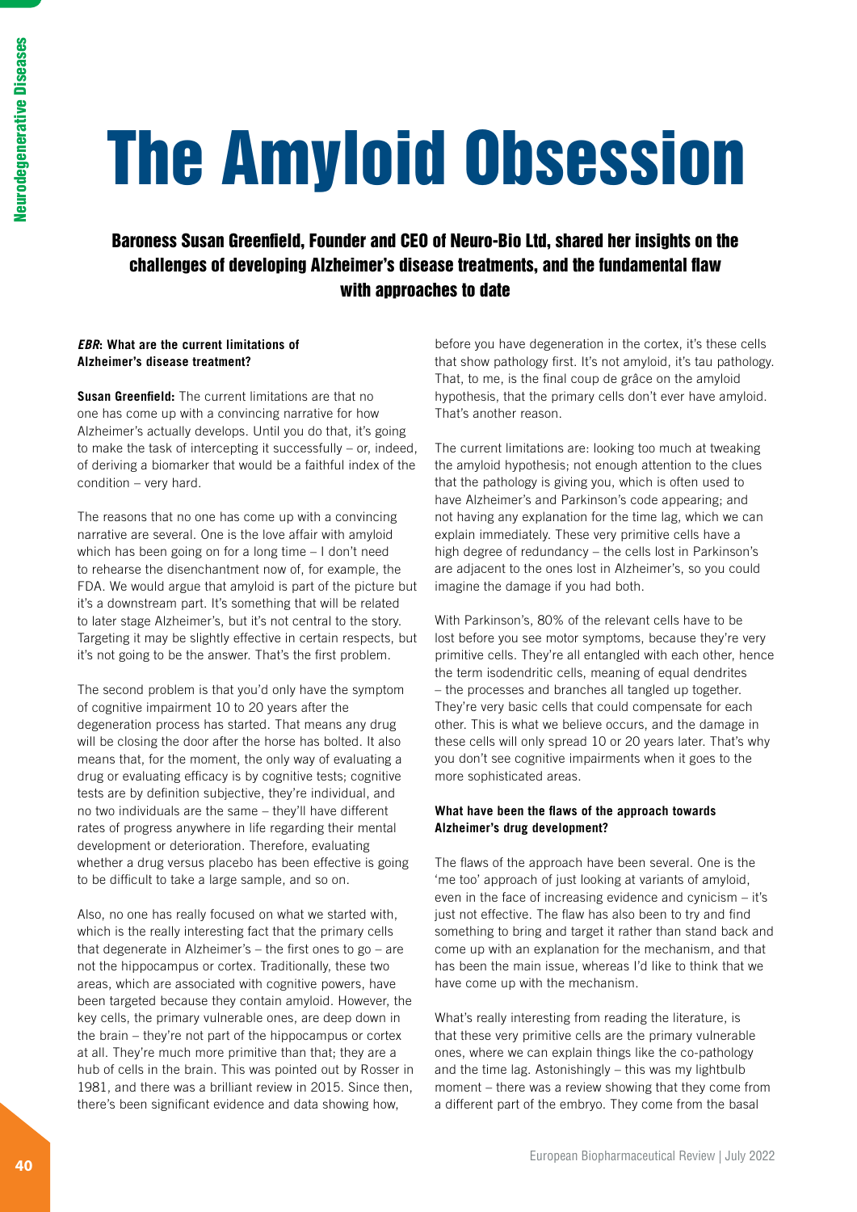# The Amyloid Obsession

### Baroness Susan Greenfield, Founder and CEO of Neuro-Bio Ltd, shared her insights on the challenges of developing Alzheimer's disease treatments, and the fundamental flaw with approaches to date

***EBR*: What are the current limitations of Alzheimer's disease treatment?**

**Susan Greenfield:** The current limitations are that no one has come up with a convincing narrative for how Alzheimer's actually develops. Until you do that, it's going to make the task of intercepting it successfully – or, indeed, of deriving a biomarker that would be a faithful index of the condition – very hard.

The reasons that no one has come up with a convincing narrative are several. One is the love affair with amyloid which has been going on for a long time – I don't need to rehearse the disenchantment now of, for example, the FDA. We would argue that amyloid is part of the picture but it's a downstream part. It's something that will be related to later stage Alzheimer's, but it's not central to the story. Targeting it may be slightly effective in certain respects, but it's not going to be the answer. That's the first problem.

The second problem is that you'd only have the symptom of cognitive impairment 10 to 20 years after the degeneration process has started. That means any drug will be closing the door after the horse has bolted. It also means that, for the moment, the only way of evaluating a drug or evaluating efficacy is by cognitive tests; cognitive tests are by definition subjective, they're individual, and no two individuals are the same – they'll have different rates of progress anywhere in life regarding their mental development or deterioration. Therefore, evaluating whether a drug versus placebo has been effective is going to be difficult to take a large sample, and so on.

Also, no one has really focused on what we started with, which is the really interesting fact that the primary cells that degenerate in Alzheimer's – the first ones to go – are not the hippocampus or cortex. Traditionally, these two areas, which are associated with cognitive powers, have been targeted because they contain amyloid. However, the key cells, the primary vulnerable ones, are deep down in the brain – they're not part of the hippocampus or cortex at all. They're much more primitive than that; they are a hub of cells in the brain. This was pointed out by Rosser in 1981, and there was a brilliant review in 2015. Since then, there's been significant evidence and data showing how, before you have degeneration in the cortex, it's these cells that show pathology first. It's not amyloid, it's tau pathology. That, to me, is the final coup de grâce on the amyloid hypothesis, that the primary cells don't ever have amyloid. That's another reason.

The current limitations are: looking too much at tweaking the amyloid hypothesis; not enough attention to the clues that the pathology is giving you, which is often used to have Alzheimer's and Parkinson's code appearing; and not having any explanation for the time lag, which we can explain immediately. These very primitive cells have a high degree of redundancy – the cells lost in Parkinson's are adjacent to the ones lost in Alzheimer's, so you could imagine the damage if you had both.

With Parkinson's, 80% of the relevant cells have to be lost before you see motor symptoms, because they're very primitive cells. They're all entangled with each other, hence the term isodendritic cells, meaning of equal dendrites – the processes and branches all tangled up together. They're very basic cells that could compensate for each other. This is what we believe occurs, and the damage in these cells will only spread 10 or 20 years later. That's why you don't see cognitive impairments when it goes to the more sophisticated areas.

**What have been the flaws of the approach towards Alzheimer's drug development?**

The flaws of the approach have been several. One is the 'me too' approach of just looking at variants of amyloid, even in the face of increasing evidence and cynicism – it's just not effective. The flaw has also been to try and find something to bring and target it rather than stand back and come up with an explanation for the mechanism, and that has been the main issue, whereas I'd like to think that we have come up with the mechanism.

What's really interesting from reading the literature, is that these very primitive cells are the primary vulnerable ones, where we can explain things like the co-pathology and the time lag. Astonishingly – this was my lightbulb moment – there was a review showing that they come from a different part of the embryo. They come from the basal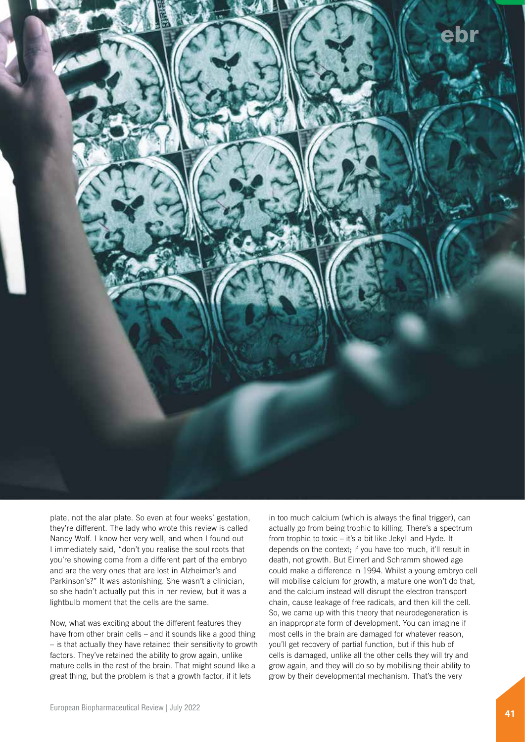plate, not the alar plate. So even at four weeks' gestation, they're different. The lady who wrote this review is called Nancy Wolf. I know her very well, and when I found out I immediately said, "don't you realise the soul roots that you're showing come from a different part of the embryo and are the very ones that are lost in Alzheimer's and Parkinson's?" It was astonishing. She wasn't a clinician, so she hadn't actually put this in her review, but it was a lightbulb moment that the cells are the same.

Now, what was exciting about the different features they have from other brain cells – and it sounds like a good thing – is that actually they have retained their sensitivity to growth factors. They've retained the ability to grow again, unlike mature cells in the rest of the brain. That might sound like a great thing, but the problem is that a growth factor, if it lets in too much calcium (which is always the final trigger), can actually go from being trophic to killing. There's a spectrum from trophic to toxic – it's a bit like Jekyll and Hyde. It depends on the context; if you have too much, it'll result in death, not growth. But Eimerl and Schramm showed age could make a difference in 1994. Whilst a young embryo cell will mobilise calcium for growth, a mature one won't do that, and the calcium instead will disrupt the electron transport chain, cause leakage of free radicals, and then kill the cell. So, we came up with this theory that neurodegeneration is an inappropriate form of development. You can imagine if most cells in the brain are damaged for whatever reason, you'll get recovery of partial function, but if this hub of cells is damaged, unlike all the other cells they will try and grow again, and they will do so by mobilising their ability to grow by their developmental mechanism. That's the very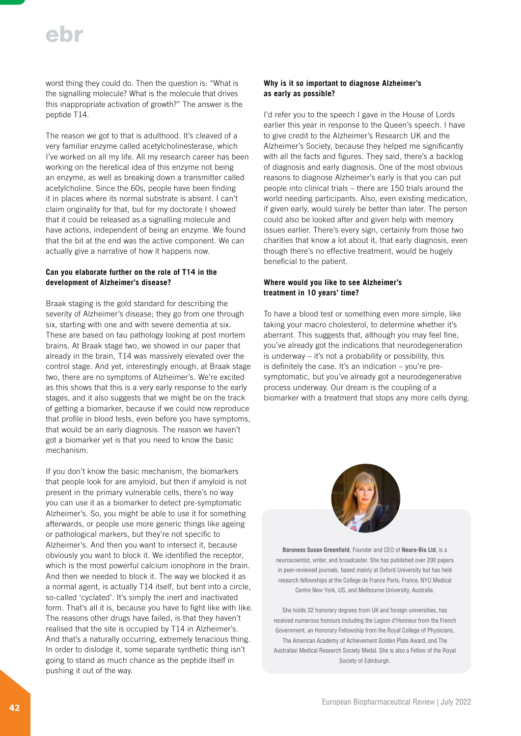worst thing they could do. Then the question is: "What is the signalling molecule? What is the molecule that drives this inappropriate activation of growth?" The answer is the peptide T14.

The reason we got to that is adulthood. It's cleaved of a very familiar enzyme called acetylcholinesterase, which I've worked on all my life. All my research career has been working on the heretical idea of this enzyme not being an enzyme, as well as breaking down a transmitter called acetylcholine. Since the 60s, people have been finding it in places where its normal substrate is absent. I can't claim originality for that, but for my doctorate I showed that it could be released as a signalling molecule and have actions, independent of being an enzyme. We found that the bit at the end was the active component. We can actually give a narrative of how it happens now.

**Can you elaborate further on the role of T14 in the development of Alzheimer's disease?**

Braak staging is the gold standard for describing the severity of Alzheimer's disease; they go from one through six, starting with one and with severe dementia at six. These are based on tau pathology looking at post mortem brains. At Braak stage two, we showed in our paper that already in the brain, T14 was massively elevated over the control stage. And yet, interestingly enough, at Braak stage two, there are no symptoms of Alzheimer's. We're excited as this shows that this is a very early response to the early stages, and it also suggests that we might be on the track of getting a biomarker, because if we could now reproduce that profile in blood tests, even before you have symptoms, that would be an early diagnosis. The reason we haven't got a biomarker yet is that you need to know the basic mechanism.

If you don't know the basic mechanism, the biomarkers that people look for are amyloid, but then if amyloid is not present in the primary vulnerable cells, there's no way you can use it as a biomarker to detect pre-symptomatic Alzheimer's. So, you might be able to use it for something afterwards, or people use more generic things like ageing or pathological markers, but they're not specific to Alzheimer's. And then you want to intersect it, because obviously you want to block it. We identified the receptor, which is the most powerful calcium ionophore in the brain. And then we needed to block it. The way we blocked it as a normal agent, is actually T14 itself, but bent into a circle, so-called 'cyclated'. It's simply the inert and inactivated form. That's all it is, because you have to fight like with like. The reasons other drugs have failed, is that they haven't realised that the site is occupied by T14 in Alzheimer's. And that's a naturally occurring, extremely tenacious thing. In order to dislodge it, some separate synthetic thing isn't going to stand as much chance as the peptide itself in pushing it out of the way.

**Why is it so important to diagnose Alzheimer's as early as possible?**

I'd refer you to the speech I gave in the House of Lords earlier this year in response to the Queen's speech. I have to give credit to the Alzheimer's Research UK and the Alzheimer's Society, because they helped me significantly with all the facts and figures. They said, there's a backlog of diagnosis and early diagnosis. One of the most obvious reasons to diagnose Alzheimer's early is that you can put people into clinical trials – there are 150 trials around the world needing participants. Also, even existing medication, if given early, would surely be better than later. The person could also be looked after and given help with memory issues earlier. There's every sign, certainly from those two charities that know a lot about it, that early diagnosis, even though there's no effective treatment, would be hugely beneficial to the patient.

**Where would you like to see Alzheimer's treatment in 10 years' time?**

To have a blood test or something even more simple, like taking your macro cholesterol, to determine whether it's aberrant. This suggests that, although you may feel fine, you've already got the indications that neurodegeneration is underway – it's not a probability or possibility, this is definitely the case. It's an indication – you're pre-symptomatic, but you've already got a neurodegenerative process underway. Our dream is the coupling of a biomarker with a treatment that stops any more cells dying.

**Baroness Susan Greenfield**, Founder and CEO of **Neuro-Bio Ltd**, is a neuroscientist, writer, and broadcaster. She has published over 200 papers in peer-reviewed journals, based mainly at Oxford University but has held research fellowships at the College de France Paris, France, NYU Medical Centre New York, US, and Melbourne University, Australia.

She holds 32 honorary degrees from UK and foreign universities, has received numerous honours including the Legion d'Honneur from the French Government, an Honorary Fellowship from the Royal College of Physicians, The American Academy of Achievement Golden Plate Award, and The Australian Medical Research Society Medal. She is also a Fellow of the Royal Society of Edinburgh.